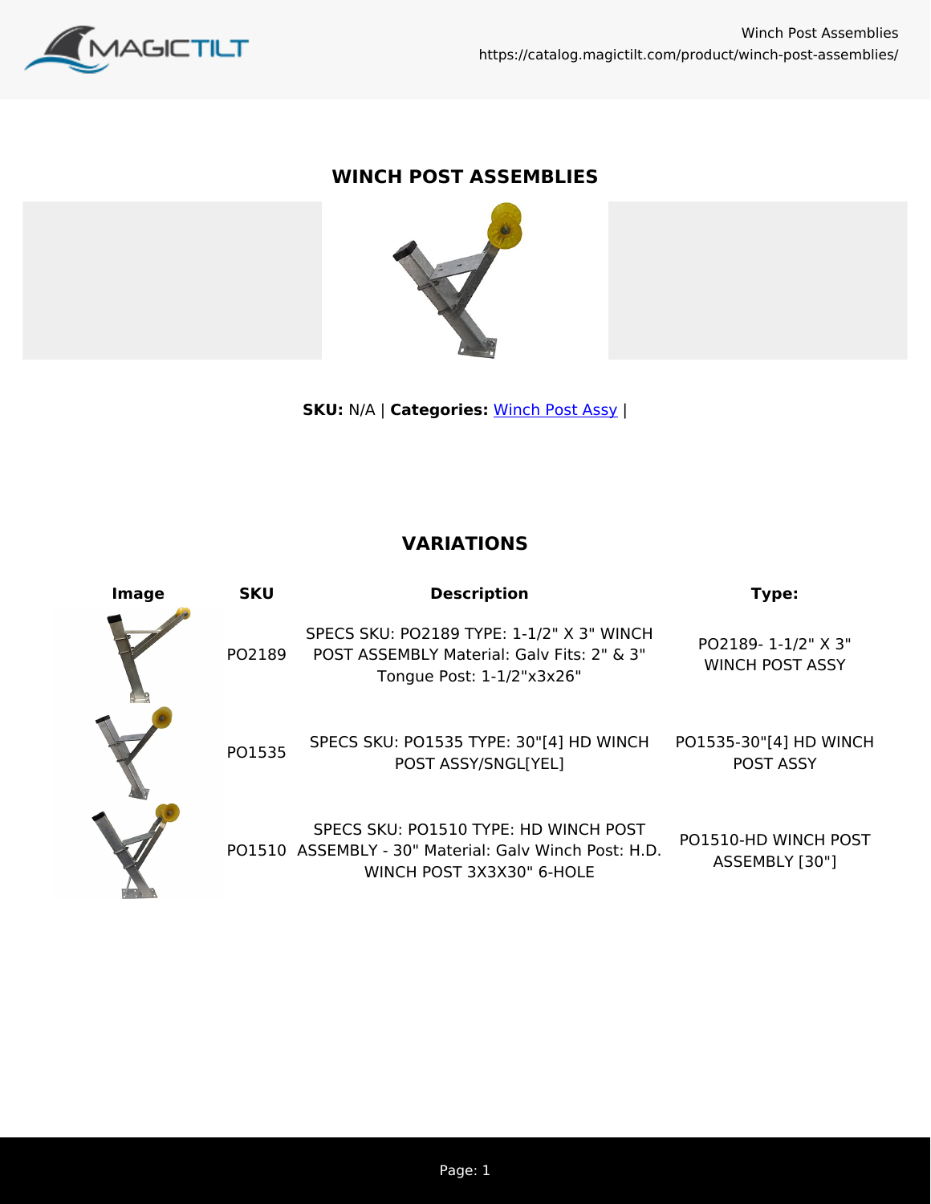# WINCH POST ASSEMBLIES

**SKU:** N/A | **Categories:** Winch Post Assy |

## VARIATIONS

| Image | SKU | Description | Type: |
|---|---|---|---|
| | PO2189 | SPECS SKU: PO2189 TYPE: 1-1/2" X 3" WINCH POST ASSEMBLY Material: Galv Fits: 2" & 3" Tongue Post: 1-1/2"x3x26" | PO2189- 1-1/2" X 3" WINCH POST ASSY |
| | PO1535 | SPECS SKU: PO1535 TYPE: 30"[4] HD WINCH POST ASSY/SNGL[YEL] | PO1535-30"[4] HD WINCH POST ASSY |
| | PO1510 | SPECS SKU: PO1510 TYPE: HD WINCH POST ASSEMBLY - 30" Material: Galv Winch Post: H.D. WINCH POST 3X3X30" 6-HOLE | PO1510-HD WINCH POST ASSEMBLY [30"] |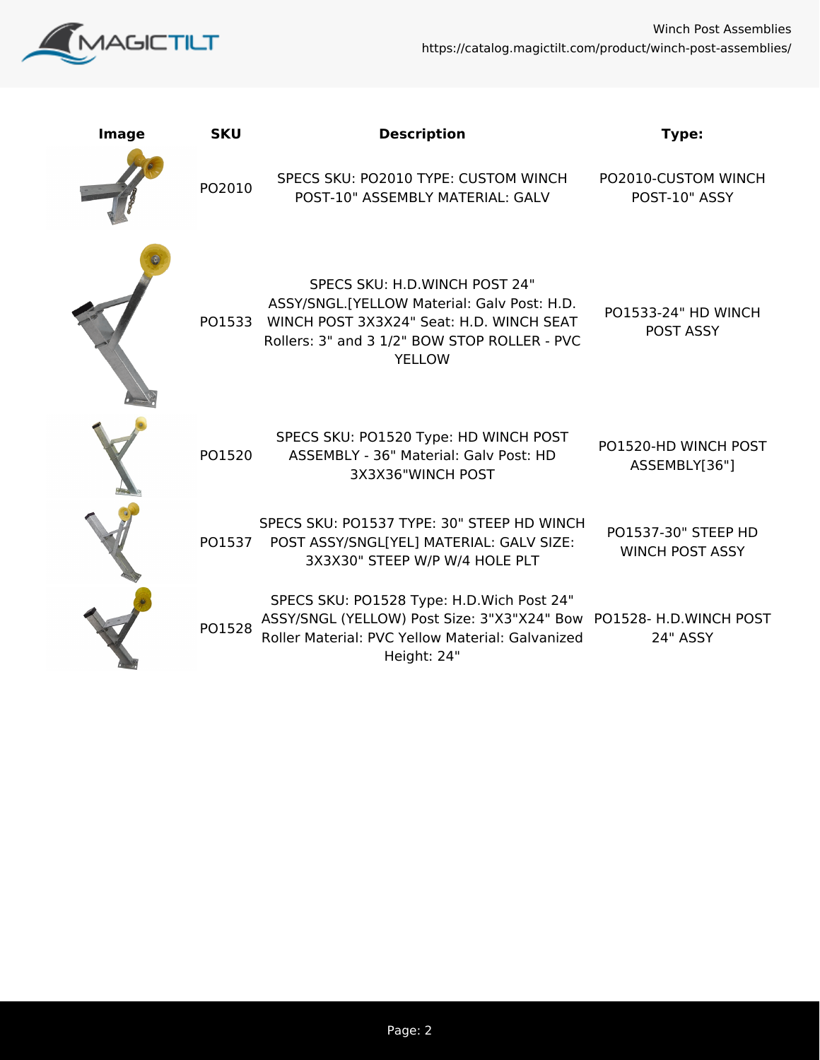| Image | SKU | Description | Type: |
|---|---|---|---|
| | PO2010 | SPECS SKU: PO2010 TYPE: CUSTOM WINCH POST-10" ASSEMBLY MATERIAL: GALV | PO2010-CUSTOM WINCH POST-10" ASSY |
| | PO1533 | SPECS SKU: H.D.WINCH POST 24" ASSY/SNGL.[YELLOW Material: Galv Post: H.D. WINCH POST 3X3X24" Seat: H.D. WINCH SEAT Rollers: 3" and 3 1/2" BOW STOP ROLLER - PVC YELLOW | PO1533-24" HD WINCH POST ASSY |
| | PO1520 | SPECS SKU: PO1520 Type: HD WINCH POST ASSEMBLY - 36" Material: Galv Post: HD 3X3X36"WINCH POST | PO1520-HD WINCH POST ASSEMBLY[36"] |
| | PO1537 | SPECS SKU: PO1537 TYPE: 30" STEEP HD WINCH POST ASSY/SNGL[YEL] MATERIAL: GALV SIZE: 3X3X30" STEEP W/P W/4 HOLE PLT | PO1537-30" STEEP HD WINCH POST ASSY |
| | PO1528 | SPECS SKU: PO1528 Type: H.D.Wich Post 24" ASSY/SNGL (YELLOW) Post Size: 3"X3"X24" Bow Roller Material: PVC Yellow Material: Galvanized Height: 24" | PO1528- H.D.WINCH POST 24" ASSY |